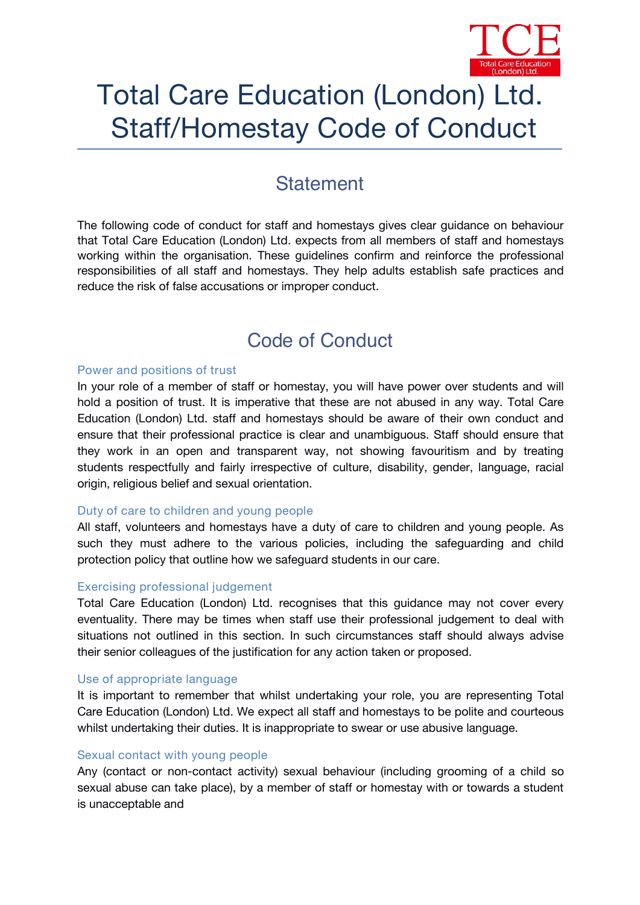# Total Care Education (London) Ltd. Staff/Homestay Code of Conduct

## Statement

The following code of conduct for staff and homestays gives clear guidance on behaviour that Total Care Education (London) Ltd. expects from all members of staff and homestays working within the organisation. These guidelines confirm and reinforce the professional responsibilities of all staff and homestays. They help adults establish safe practices and reduce the risk of false accusations or improper conduct.

## Code of Conduct

### Power and positions of trust

In your role of a member of staff or homestay, you will have power over students and will hold a position of trust. It is imperative that these are not abused in any way. Total Care Education (London) Ltd. staff and homestays should be aware of their own conduct and ensure that their professional practice is clear and unambiguous. Staff should ensure that they work in an open and transparent way, not showing favouritism and by treating students respectfully and fairly irrespective of culture, disability, gender, language, racial origin, religious belief and sexual orientation.

### Duty of care to children and young people

All staff, volunteers and homestays have a duty of care to children and young people. As such they must adhere to the various policies, including the safeguarding and child protection policy that outline how we safeguard students in our care.

### Exercising professional judgement

Total Care Education (London) Ltd. recognises that this guidance may not cover every eventuality. There may be times when staff use their professional judgement to deal with situations not outlined in this section. In such circumstances staff should always advise their senior colleagues of the justification for any action taken or proposed.

### Use of appropriate language

It is important to remember that whilst undertaking your role, you are representing Total Care Education (London) Ltd. We expect all staff and homestays to be polite and courteous whilst undertaking their duties. It is inappropriate to swear or use abusive language.

### Sexual contact with young people

Any (contact or non-contact activity) sexual behaviour (including grooming of a child so sexual abuse can take place), by a member of staff or homestay with or towards a student is unacceptable and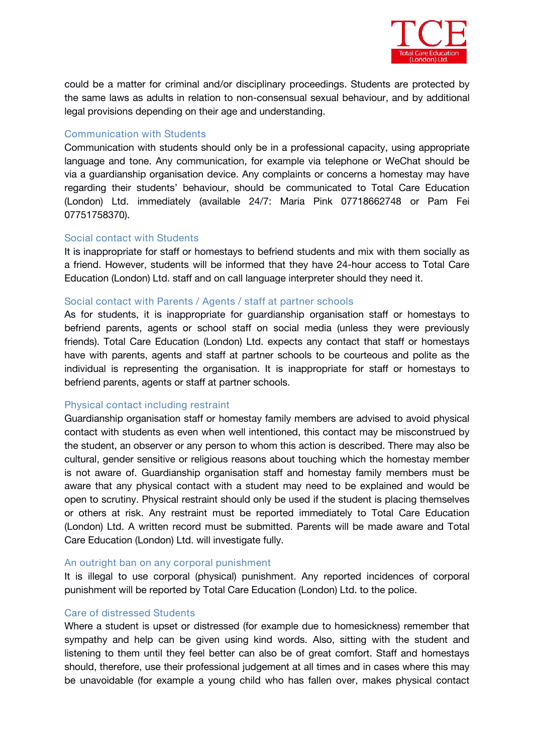could be a matter for criminal and/or disciplinary proceedings. Students are protected by the same laws as adults in relation to non-consensual sexual behaviour, and by additional legal provisions depending on their age and understanding.

### Communication with Students

Communication with students should only be in a professional capacity, using appropriate language and tone. Any communication, for example via telephone or WeChat should be via a guardianship organisation device. Any complaints or concerns a homestay may have regarding their students' behaviour, should be communicated to Total Care Education (London) Ltd. immediately (available 24/7: Maria Pink 07718662748 or Pam Fei 07751758370).

### Social contact with Students

It is inappropriate for staff or homestays to befriend students and mix with them socially as a friend. However, students will be informed that they have 24-hour access to Total Care Education (London) Ltd. staff and on call language interpreter should they need it.

### Social contact with Parents / Agents / staff at partner schools

As for students, it is inappropriate for guardianship organisation staff or homestays to befriend parents, agents or school staff on social media (unless they were previously friends). Total Care Education (London) Ltd. expects any contact that staff or homestays have with parents, agents and staff at partner schools to be courteous and polite as the individual is representing the organisation. It is inappropriate for staff or homestays to befriend parents, agents or staff at partner schools.

### Physical contact including restraint

Guardianship organisation staff or homestay family members are advised to avoid physical contact with students as even when well intentioned, this contact may be misconstrued by the student, an observer or any person to whom this action is described. There may also be cultural, gender sensitive or religious reasons about touching which the homestay member is not aware of. Guardianship organisation staff and homestay family members must be aware that any physical contact with a student may need to be explained and would be open to scrutiny. Physical restraint should only be used if the student is placing themselves or others at risk. Any restraint must be reported immediately to Total Care Education (London) Ltd. A written record must be submitted. Parents will be made aware and Total Care Education (London) Ltd. will investigate fully.

### An outright ban on any corporal punishment

It is illegal to use corporal (physical) punishment. Any reported incidences of corporal punishment will be reported by Total Care Education (London) Ltd. to the police.

### Care of distressed Students

Where a student is upset or distressed (for example due to homesickness) remember that sympathy and help can be given using kind words. Also, sitting with the student and listening to them until they feel better can also be of great comfort. Staff and homestays should, therefore, use their professional judgement at all times and in cases where this may be unavoidable (for example a young child who has fallen over, makes physical contact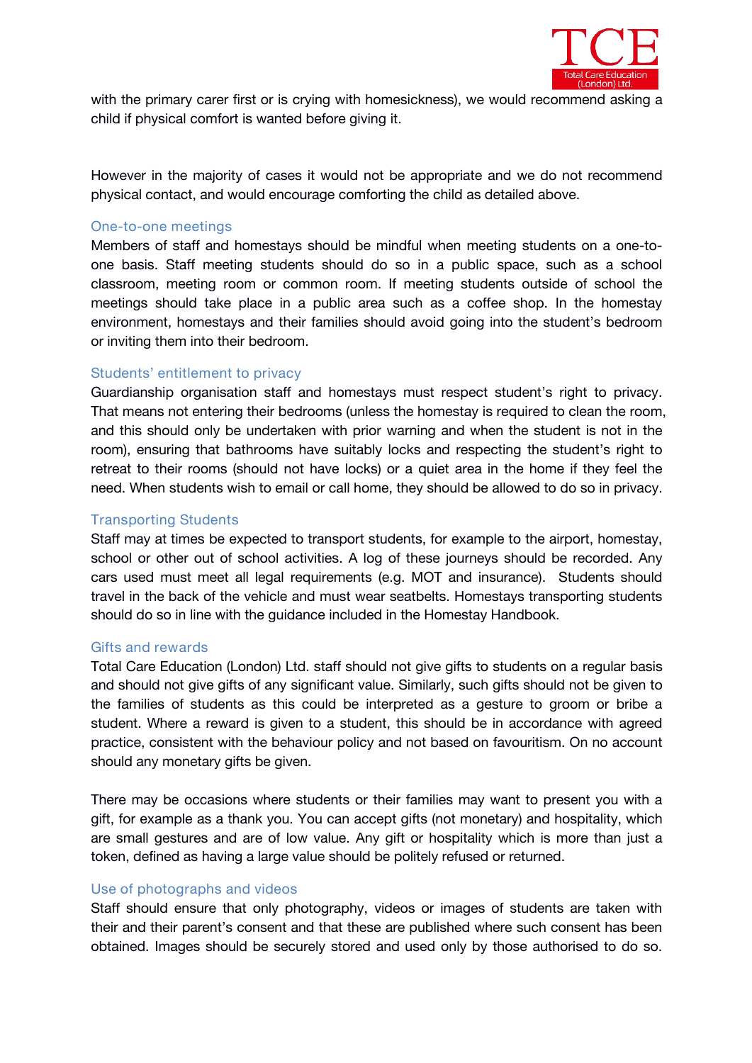with the primary carer first or is crying with homesickness), we would recommend asking a child if physical comfort is wanted before giving it.

However in the majority of cases it would not be appropriate and we do not recommend physical contact, and would encourage comforting the child as detailed above.

### One-to-one meetings

Members of staff and homestays should be mindful when meeting students on a one-to-one basis. Staff meeting students should do so in a public space, such as a school classroom, meeting room or common room. If meeting students outside of school the meetings should take place in a public area such as a coffee shop. In the homestay environment, homestays and their families should avoid going into the student's bedroom or inviting them into their bedroom.

### Students' entitlement to privacy

Guardianship organisation staff and homestays must respect student's right to privacy. That means not entering their bedrooms (unless the homestay is required to clean the room, and this should only be undertaken with prior warning and when the student is not in the room), ensuring that bathrooms have suitably locks and respecting the student's right to retreat to their rooms (should not have locks) or a quiet area in the home if they feel the need. When students wish to email or call home, they should be allowed to do so in privacy.

### Transporting Students

Staff may at times be expected to transport students, for example to the airport, homestay, school or other out of school activities. A log of these journeys should be recorded. Any cars used must meet all legal requirements (e.g. MOT and insurance). Students should travel in the back of the vehicle and must wear seatbelts. Homestays transporting students should do so in line with the guidance included in the Homestay Handbook.

### Gifts and rewards

Total Care Education (London) Ltd. staff should not give gifts to students on a regular basis and should not give gifts of any significant value. Similarly, such gifts should not be given to the families of students as this could be interpreted as a gesture to groom or bribe a student. Where a reward is given to a student, this should be in accordance with agreed practice, consistent with the behaviour policy and not based on favouritism. On no account should any monetary gifts be given.

There may be occasions where students or their families may want to present you with a gift, for example as a thank you. You can accept gifts (not monetary) and hospitality, which are small gestures and are of low value. Any gift or hospitality which is more than just a token, defined as having a large value should be politely refused or returned.

### Use of photographs and videos

Staff should ensure that only photography, videos or images of students are taken with their and their parent's consent and that these are published where such consent has been obtained. Images should be securely stored and used only by those authorised to do so.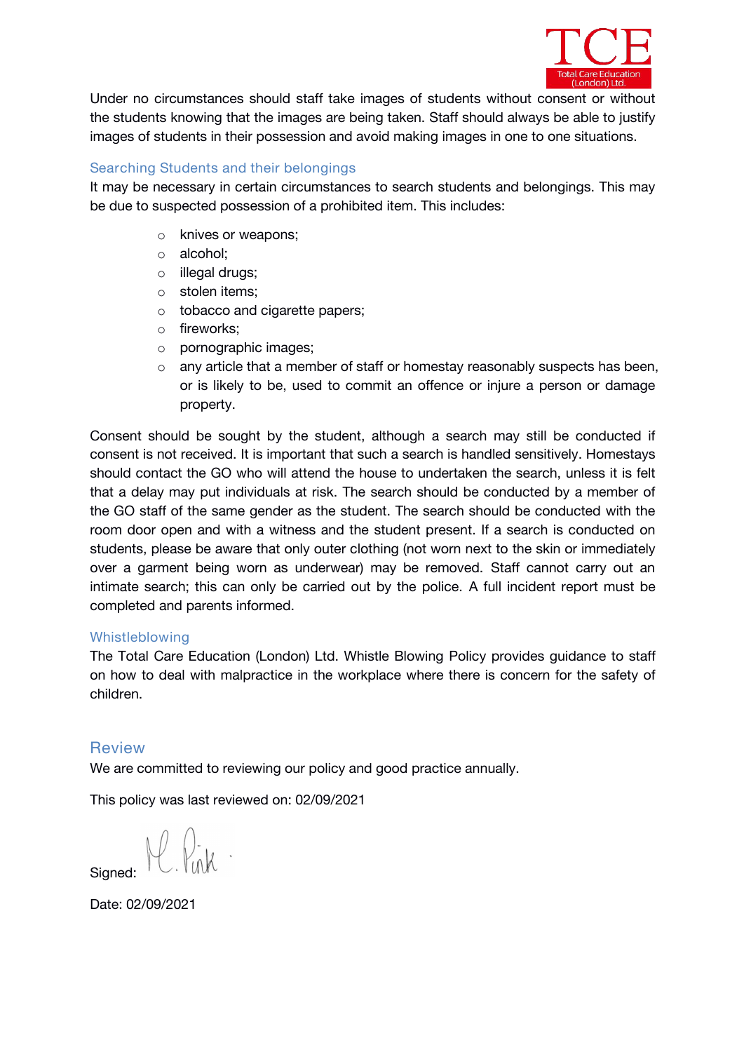Under no circumstances should staff take images of students without consent or without the students knowing that the images are being taken. Staff should always be able to justify images of students in their possession and avoid making images in one to one situations.

### Searching Students and their belongings

It may be necessary in certain circumstances to search students and belongings. This may be due to suspected possession of a prohibited item. This includes:

- knives or weapons;
- alcohol;
- illegal drugs;
- stolen items;
- tobacco and cigarette papers;
- fireworks;
- pornographic images;
- any article that a member of staff or homestay reasonably suspects has been, or is likely to be, used to commit an offence or injure a person or damage property.

Consent should be sought by the student, although a search may still be conducted if consent is not received. It is important that such a search is handled sensitively. Homestays should contact the GO who will attend the house to undertaken the search, unless it is felt that a delay may put individuals at risk. The search should be conducted by a member of the GO staff of the same gender as the student. The search should be conducted with the room door open and with a witness and the student present. If a search is conducted on students, please be aware that only outer clothing (not worn next to the skin or immediately over a garment being worn as underwear) may be removed. Staff cannot carry out an intimate search; this can only be carried out by the police. A full incident report must be completed and parents informed.

### Whistleblowing

The Total Care Education (London) Ltd. Whistle Blowing Policy provides guidance to staff on how to deal with malpractice in the workplace where there is concern for the safety of children.

## Review

We are committed to reviewing our policy and good practice annually.

This policy was last reviewed on: 02/09/2021

Signed: M. Pink

Date: 02/09/2021